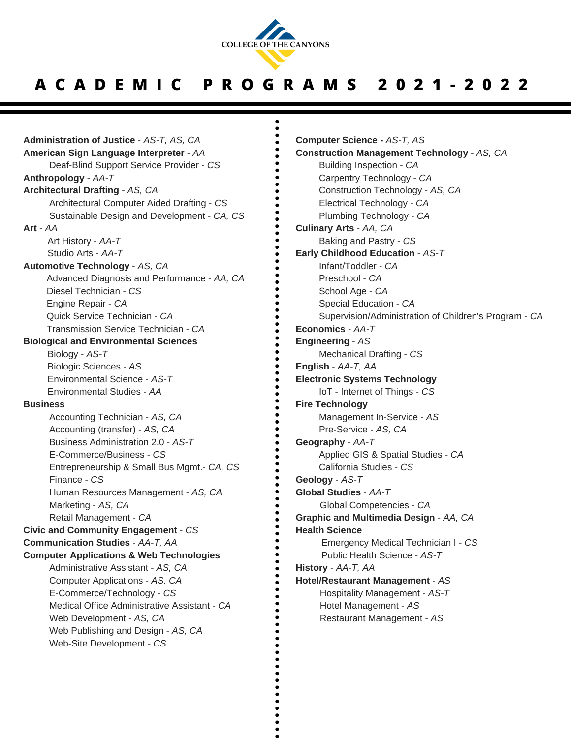COLLEGE OF THE CANYONS

# ACADEMIC PROGRAMS 2021-2022

**Administration of Justice** - *AS-T, AS, CA*
**American Sign Language Interpreter** - *AA*
- Deaf-Blind Support Service Provider - *CS*

**Anthropology** - *AA-T*
**Architectural Drafting** - *AS, CA*
- Architectural Computer Aided Drafting - *CS*
- Sustainable Design and Development - *CA, CS*

**Art** - *AA*
- Art History - *AA-T*
- Studio Arts - *AA-T*

**Automotive Technology** - *AS, CA*
- Advanced Diagnosis and Performance - *AA, CA*
- Diesel Technician - *CS*
- Engine Repair - *CA*
- Quick Service Technician - *CA*
- Transmission Service Technician - *CA*

**Biological and Environmental Sciences**
- Biology - *AS-T*
- Biologic Sciences - *AS*
- Environmental Science - *AS-T*
- Environmental Studies - *AA*

**Business**
- Accounting Technician - *AS, CA*
- Accounting (transfer) - *AS, CA*
- Business Administration 2.0 - *AS-T*
- E-Commerce/Business - *CS*
- Entrepreneurship & Small Bus Mgmt.- *CA, CS*
- Finance - *CS*
- Human Resources Management - *AS, CA*
- Marketing - *AS, CA*
- Retail Management - *CA*

**Civic and Community Engagement** - *CS*
**Communication Studies** - *AA-T, AA*
**Computer Applications & Web Technologies**
- Administrative Assistant - *AS, CA*
- Computer Applications - *AS, CA*
- E-Commerce/Technology - *CS*
- Medical Office Administrative Assistant - *CA*
- Web Development - *AS, CA*
- Web Publishing and Design - *AS, CA*
- Web-Site Development - *CS*

**Computer Science -** *AS-T, AS*
**Construction Management Technology** - *AS, CA*
- Building Inspection - *CA*
- Carpentry Technology - *CA*
- Construction Technology - *AS, CA*
- Electrical Technology - *CA*
- Plumbing Technology - *CA*

**Culinary Arts** - *AA, CA*
- Baking and Pastry - *CS*

**Early Childhood Education** - *AS-T*
- Infant/Toddler - *CA*
- Preschool - *CA*
- School Age - *CA*
- Special Education - *CA*
- Supervision/Administration of Children's Program - *CA*

**Economics** - *AA-T*
**Engineering** - *AS*
- Mechanical Drafting - *CS*

**English** - *AA-T, AA*
**Electronic Systems Technology**
- IoT - Internet of Things - *CS*

**Fire Technology**
- Management In-Service - *AS*
- Pre-Service - *AS, CA*

**Geography** - *AA-T*
- Applied GIS & Spatial Studies - *CA*
- California Studies - *CS*

**Geology** - *AS-T*
**Global Studies** - *AA-T*
- Global Competencies - *CA*

**Graphic and Multimedia Design** - *AA, CA*
**Health Science**
- Emergency Medical Technician I - *CS*
- Public Health Science - *AS-T*

**History** - *AA-T, AA*
**Hotel/Restaurant Management** - *AS*
- Hospitality Management - *AS-T*
- Hotel Management - *AS*
- Restaurant Management - *AS*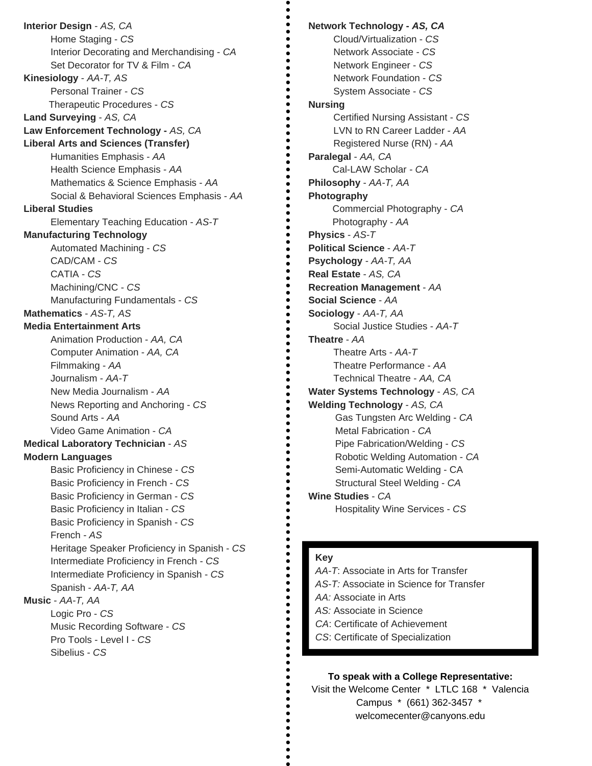**Interior Design** - *AS, CA*

- Home Staging - *CS*
- Interior Decorating and Merchandising - *CA*
- Set Decorator for TV & Film - *CA*

**Kinesiology** - *AA-T, AS*

- Personal Trainer - *CS*
- Therapeutic Procedures - *CS*

**Land Surveying** - *AS, CA*

**Law Enforcement Technology -** *AS, CA*

**Liberal Arts and Sciences (Transfer)**

- Humanities Emphasis - *AA*
- Health Science Emphasis - *AA*
- Mathematics & Science Emphasis - *AA*
- Social & Behavioral Sciences Emphasis - *AA*

**Liberal Studies**

- Elementary Teaching Education - *AS-T*

**Manufacturing Technology**

- Automated Machining - *CS*
- CAD/CAM - *CS*
- CATIA - *CS*
- Machining/CNC - *CS*
- Manufacturing Fundamentals - *CS*

**Mathematics** - *AS-T, AS*

**Media Entertainment Arts**

- Animation Production - *AA, CA*
- Computer Animation - *AA, CA*
- Filmmaking - *AA*
- Journalism - *AA-T*
- New Media Journalism - *AA*
- News Reporting and Anchoring - *CS*
- Sound Arts - *AA*
- Video Game Animation - *CA*

**Medical Laboratory Technician** - *AS*

**Modern Languages**

- Basic Proficiency in Chinese - *CS*
- Basic Proficiency in French - *CS*
- Basic Proficiency in German - *CS*
- Basic Proficiency in Italian - *CS*
- Basic Proficiency in Spanish - *CS*
- French - *AS*
- Heritage Speaker Proficiency in Spanish - *CS*
- Intermediate Proficiency in French - *CS*
- Intermediate Proficiency in Spanish - *CS*
- Spanish - *AA-T, AA*

**Music** - *AA-T, AA*

- Logic Pro - *CS*
- Music Recording Software - *CS*
- Pro Tools - Level I - *CS*
- Sibelius - *CS*

**Network Technology - *AS, CA***

- Cloud/Virtualization - *CS*
- Network Associate - *CS*
- Network Engineer - *CS*
- Network Foundation - *CS*
- System Associate - *CS*

**Nursing**

- Certified Nursing Assistant - *CS*
- LVN to RN Career Ladder - *AA*
- Registered Nurse (RN) - *AA*

**Paralegal** - *AA, CA*

- Cal-LAW Scholar - *CA*

**Philosophy** - *AA-T, AA*

**Photography**

- Commercial Photography - *CA*
- Photography - *AA*

**Physics** - *AS-T*

**Political Science** - *AA-T*

**Psychology** - *AA-T, AA*

**Real Estate** - *AS, CA*

**Recreation Management** - *AA*

**Social Science** - *AA*

**Sociology** - *AA-T, AA*

- Social Justice Studies - *AA-T*

**Theatre** - *AA*

- Theatre Arts - *AA-T*
- Theatre Performance - *AA*
- Technical Theatre - *AA, CA*

**Water Systems Technology** - *AS, CA*

**Welding Technology** - *AS, CA*

- Gas Tungsten Arc Welding - *CA*
- Metal Fabrication - *CA*
- Pipe Fabrication/Welding - *CS*
- Robotic Welding Automation - *CA*
- Semi-Automatic Welding - CA
- Structural Steel Welding - *CA*

**Wine Studies** - *CA*

- Hospitality Wine Services - *CS*

**Key**

*AA-T*: Associate in Arts for Transfer
*AS-T:* Associate in Science for Transfer
*AA:* Associate in Arts
*AS:* Associate in Science
*CA*: Certificate of Achievement
*CS*: Certificate of Specialization

**To speak with a College Representative:**
Visit the Welcome Center * LTLC 168 * Valencia Campus * (661) 362-3457 * welcomecenter@canyons.edu